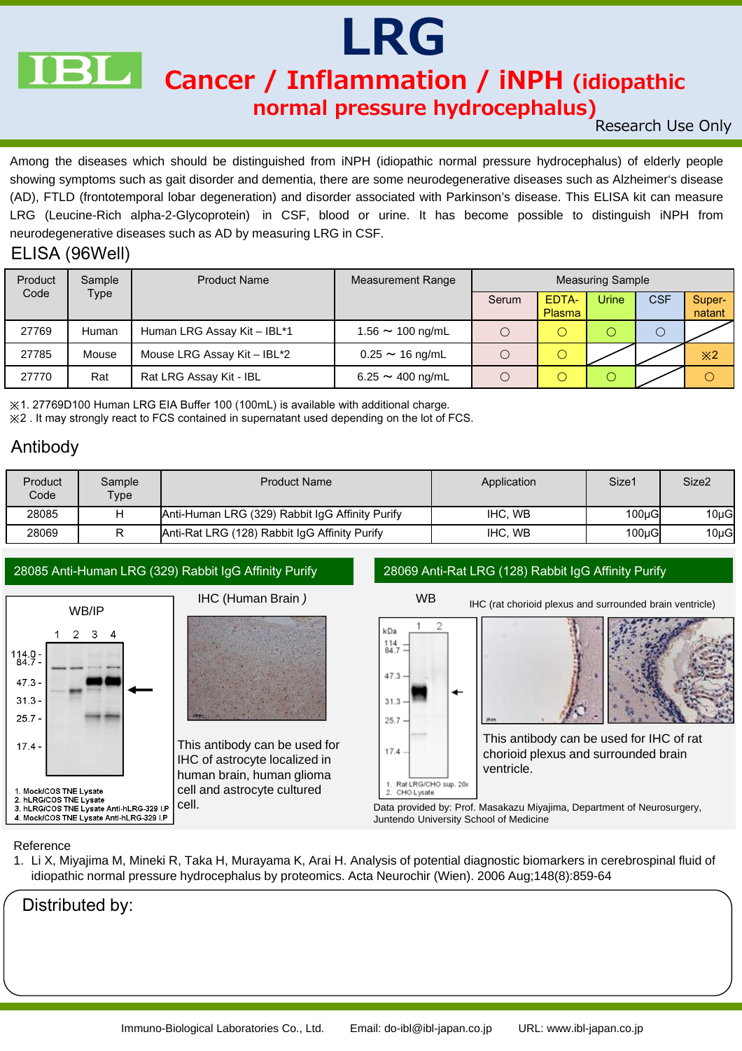# LRG

## Cancer / Inflammation / iNPH (idiopathic normal pressure hydrocephalus)

Research Use Only

Among the diseases which should be distinguished from iNPH (idiopathic normal pressure hydrocephalus) of elderly people showing symptoms such as gait disorder and dementia, there are some neurodegenerative diseases such as Alzheimer's disease (AD), FTLD (frontotemporal lobar degeneration) and disorder associated with Parkinson's disease. This ELISA kit can measure LRG (Leucine-Rich alpha-2-Glycoprotein) in CSF, blood or urine. It has become possible to distinguish iNPH from neurodegenerative diseases such as AD by measuring LRG in CSF.

## ELISA (96Well)

| Product Code | Sample Type | Product Name | Measurement Range | Measuring Sample | | | | |
|---|---|---|---|---|---|---|---|---|
| | | | | Serum | EDTA-Plasma | Urine | CSF | Super-natant |
| 27769 | Human | Human LRG Assay Kit – IBL*1 | 1.56 ～ 100 ng/mL | ○ | ○ | ○ | ○ | |
| 27785 | Mouse | Mouse LRG Assay Kit – IBL*2 | 0.25 ～ 16 ng/mL | ○ | ○ | | | ※2 |
| 27770 | Rat | Rat LRG Assay Kit - IBL | 6.25 ～ 400 ng/mL | ○ | ○ | ○ | | ○ |

※1. 27769D100 Human LRG EIA Buffer 100 (100mL) is available with additional charge.
※2 . It may strongly react to FCS contained in supernatant used depending on the lot of FCS.

## Antibody

| Product Code | Sample Type | Product Name | Application | Size1 | Size2 |
|---|---|---|---|---|---|
| 28085 | H | Anti-Human LRG (329) Rabbit IgG Affinity Purify | IHC, WB | 100μG | 10μG |
| 28069 | R | Anti-Rat LRG (128) Rabbit IgG Affinity Purify | IHC, WB | 100μG | 10μG |

### 28085 Anti-Human LRG (329) Rabbit IgG Affinity Purify

WB/IP

1. Mock/COS TNE Lysate
2. hLRG/COS TNE Lysate
3. hLRG/COS TNE Lysate Anti-hLRG-329 I.P
4. Mock/COS TNE Lysate Anti-hLRG-329 I.P

IHC (Human Brain)

This antibody can be used for IHC of astrocyte localized in human brain, human glioma cell and astrocyte cultured cell.

### 28069 Anti-Rat LRG (128) Rabbit IgG Affinity Purify

WB

1. Rat LRG/CHO sup. 20x
2. CHO Lysate

IHC (rat chorioid plexus and surrounded brain ventricle)

This antibody can be used for IHC of rat chorioid plexus and surrounded brain ventricle.

Data provided by: Prof. Masakazu Miyajima, Department of Neurosurgery, Juntendo University School of Medicine

Reference

1. Li X, Miyajima M, Mineki R, Taka H, Murayama K, Arai H. Analysis of potential diagnostic biomarkers in cerebrospinal fluid of idiopathic normal pressure hydrocephalus by proteomics. Acta Neurochir (Wien). 2006 Aug;148(8):859-64

Distributed by:

Immuno-Biological Laboratories Co., Ltd. Email: do-ibl@ibl-japan.co.jp URL: www.ibl-japan.co.jp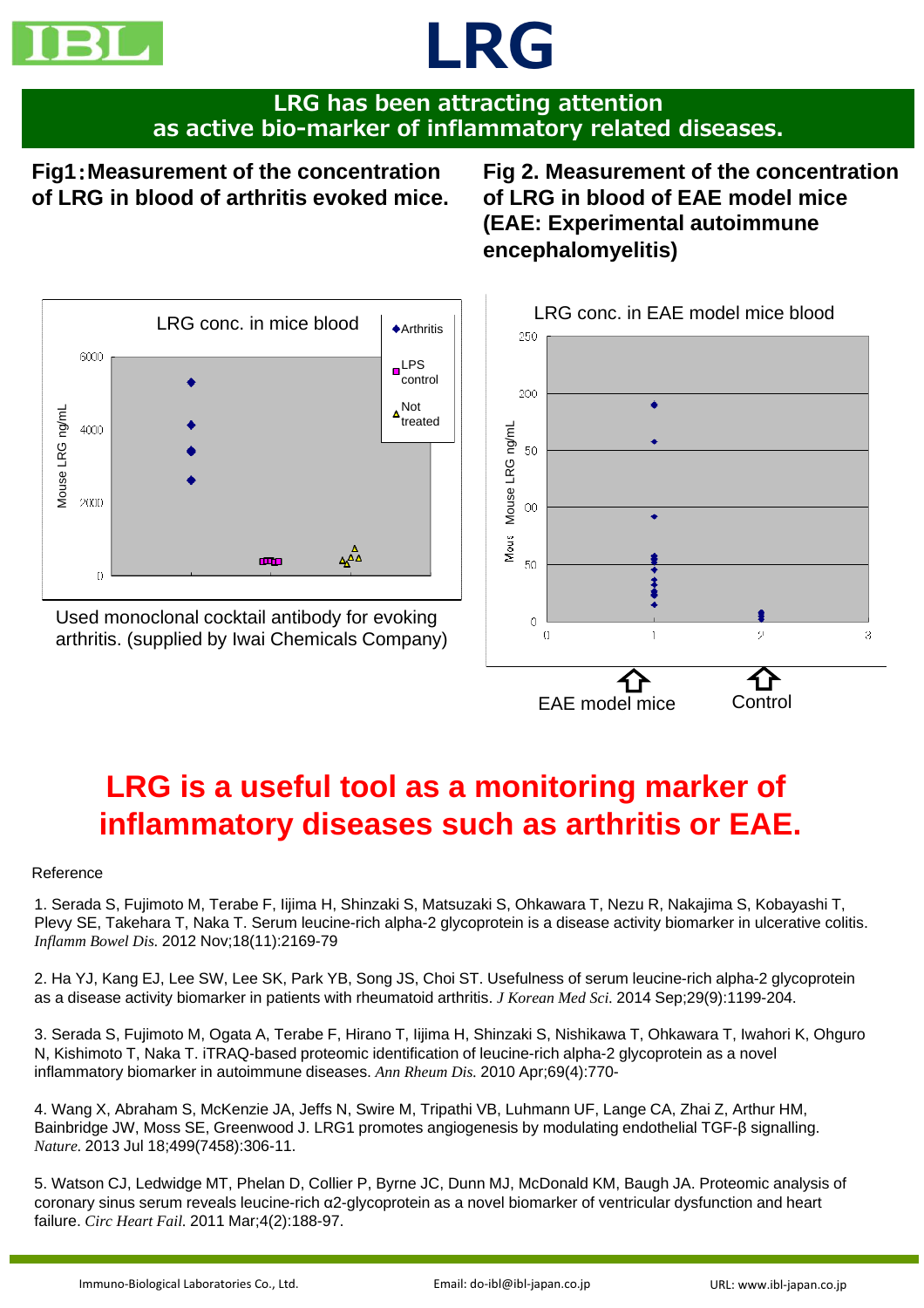# LRG

**LRG has been attracting attention as active bio-marker of inflammatory related diseases.**

## Fig1：Measurement of the concentration of LRG in blood of arthritis evoked mice.

LRG conc. in mice blood

Mouse LRG ng/mL

6000
4000
2000
0

◆Arthritis
LPS control
Not treated

Used monoclonal cocktail antibody for evoking arthritis. (supplied by Iwai Chemicals Company)

## Fig 2. Measurement of the concentration of LRG in blood of EAE model mice (EAE: Experimental autoimmune encephalomyelitis)

LRG conc. in EAE model mice blood

Mouse LRG ng/mL

250
200
50
00
50
0

0 1 2 3

EAE model mice

Control

**LRG is a useful tool as a monitoring marker of inflammatory diseases such as arthritis or EAE.**

Reference

1. Serada S, Fujimoto M, Terabe F, Iijima H, Shinzaki S, Matsuzaki S, Ohkawara T, Nezu R, Nakajima S, Kobayashi T, Plevy SE, Takehara T, Naka T. Serum leucine-rich alpha-2 glycoprotein is a disease activity biomarker in ulcerative colitis. *Inflamm Bowel Dis.* 2012 Nov;18(11):2169-79

2. Ha YJ, Kang EJ, Lee SW, Lee SK, Park YB, Song JS, Choi ST. Usefulness of serum leucine-rich alpha-2 glycoprotein as a disease activity biomarker in patients with rheumatoid arthritis. *J Korean Med Sci.* 2014 Sep;29(9):1199-204.

3. Serada S, Fujimoto M, Ogata A, Terabe F, Hirano T, Iijima H, Shinzaki S, Nishikawa T, Ohkawara T, Iwahori K, Ohguro N, Kishimoto T, Naka T. iTRAQ-based proteomic identification of leucine-rich alpha-2 glycoprotein as a novel inflammatory biomarker in autoimmune diseases. *Ann Rheum Dis.* 2010 Apr;69(4):770-

4. Wang X, Abraham S, McKenzie JA, Jeffs N, Swire M, Tripathi VB, Luhmann UF, Lange CA, Zhai Z, Arthur HM, Bainbridge JW, Moss SE, Greenwood J. LRG1 promotes angiogenesis by modulating endothelial TGF-β signalling. *Nature.* 2013 Jul 18;499(7458):306-11.

5. Watson CJ, Ledwidge MT, Phelan D, Collier P, Byrne JC, Dunn MJ, McDonald KM, Baugh JA. Proteomic analysis of coronary sinus serum reveals leucine-rich α2-glycoprotein as a novel biomarker of ventricular dysfunction and heart failure. *Circ Heart Fail.* 2011 Mar;4(2):188-97.

Immuno-Biological Laboratories Co., Ltd. Email: do-ibl@ibl-japan.co.jp URL: www.ibl-japan.co.jp